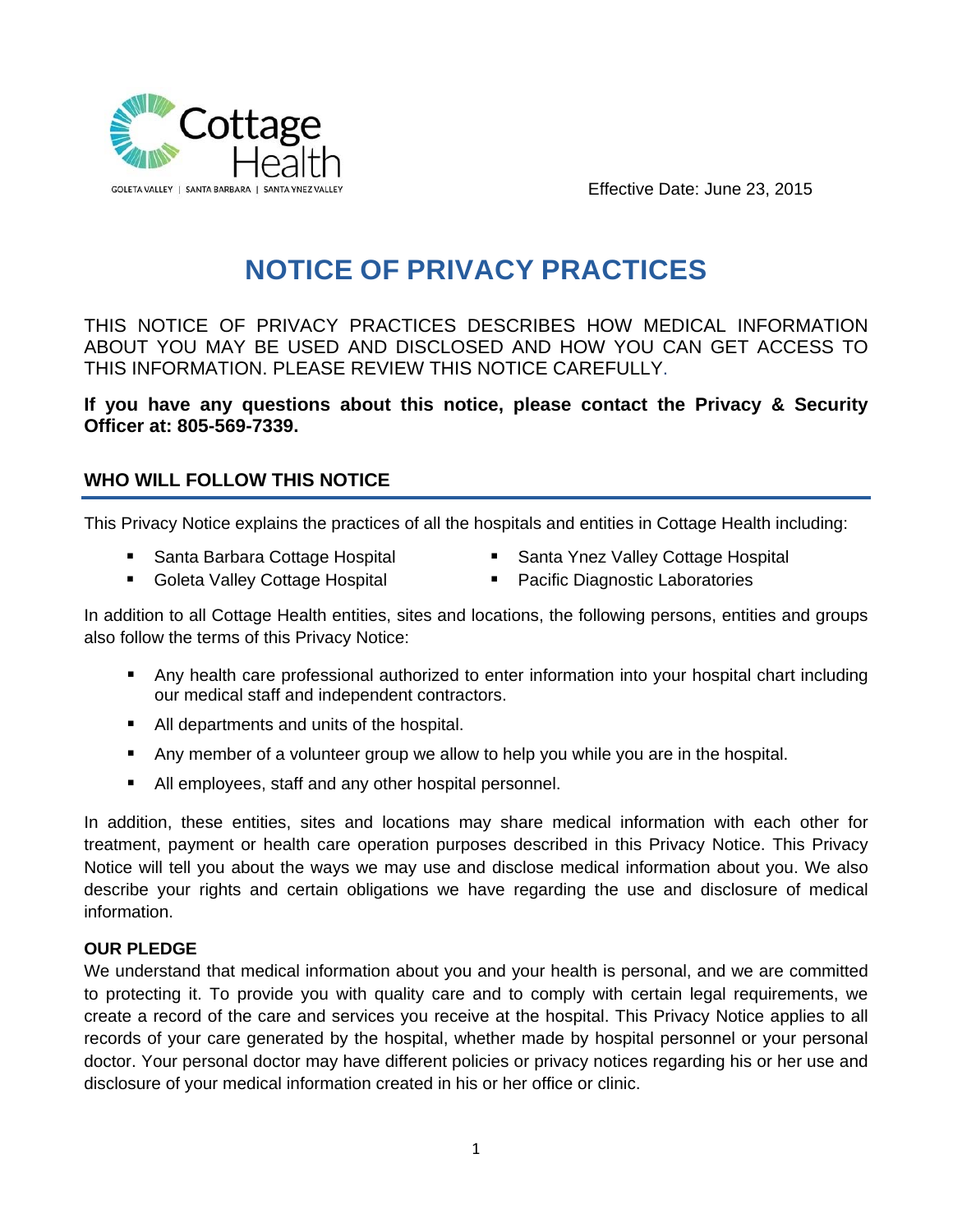Cottage Health

GOLETA VALLEY | SANTA BARBARA | SANTA YNEZ VALLEY

Effective Date: June 23, 2015

# NOTICE OF PRIVACY PRACTICES

THIS NOTICE OF PRIVACY PRACTICES DESCRIBES HOW MEDICAL INFORMATION ABOUT YOU MAY BE USED AND DISCLOSED AND HOW YOU CAN GET ACCESS TO THIS INFORMATION. PLEASE REVIEW THIS NOTICE CAREFULLY.

**If you have any questions about this notice, please contact the Privacy & Security Officer at: 805-569-7339.**

## WHO WILL FOLLOW THIS NOTICE

This Privacy Notice explains the practices of all the hospitals and entities in Cottage Health including:

- Santa Barbara Cottage Hospital
- Goleta Valley Cottage Hospital
- Santa Ynez Valley Cottage Hospital
- Pacific Diagnostic Laboratories

In addition to all Cottage Health entities, sites and locations, the following persons, entities and groups also follow the terms of this Privacy Notice:

- Any health care professional authorized to enter information into your hospital chart including our medical staff and independent contractors.
- All departments and units of the hospital.
- Any member of a volunteer group we allow to help you while you are in the hospital.
- All employees, staff and any other hospital personnel.

In addition, these entities, sites and locations may share medical information with each other for treatment, payment or health care operation purposes described in this Privacy Notice. This Privacy Notice will tell you about the ways we may use and disclose medical information about you. We also describe your rights and certain obligations we have regarding the use and disclosure of medical information.

### OUR PLEDGE

We understand that medical information about you and your health is personal, and we are committed to protecting it. To provide you with quality care and to comply with certain legal requirements, we create a record of the care and services you receive at the hospital. This Privacy Notice applies to all records of your care generated by the hospital, whether made by hospital personnel or your personal doctor. Your personal doctor may have different policies or privacy notices regarding his or her use and disclosure of your medical information created in his or her office or clinic.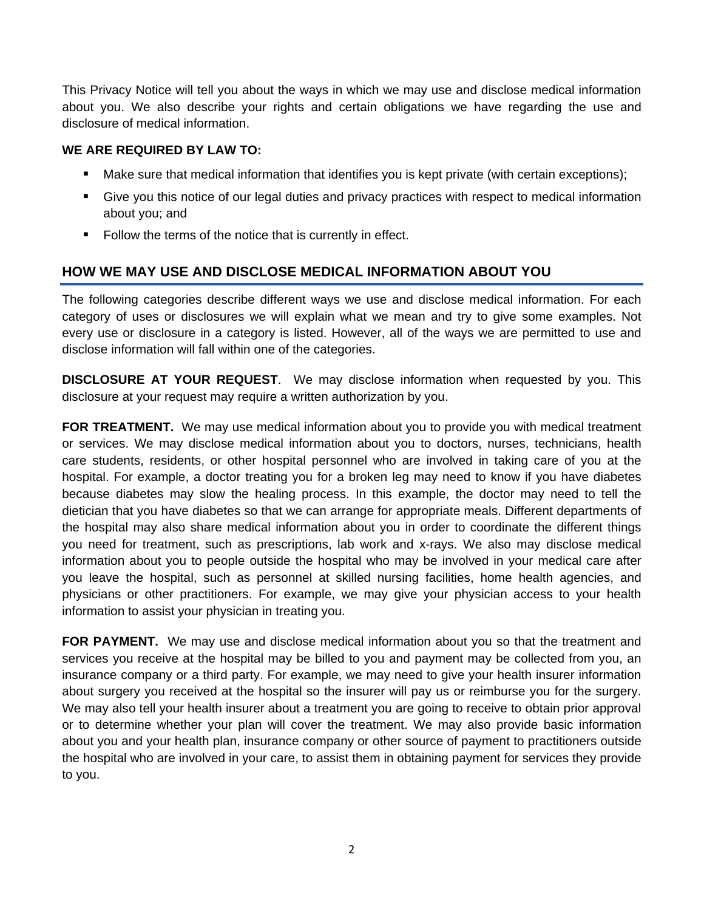This Privacy Notice will tell you about the ways in which we may use and disclose medical information about you. We also describe your rights and certain obligations we have regarding the use and disclosure of medical information.

**WE ARE REQUIRED BY LAW TO:**

- Make sure that medical information that identifies you is kept private (with certain exceptions);
- Give you this notice of our legal duties and privacy practices with respect to medical information about you; and
- Follow the terms of the notice that is currently in effect.

## HOW WE MAY USE AND DISCLOSE MEDICAL INFORMATION ABOUT YOU

The following categories describe different ways we use and disclose medical information. For each category of uses or disclosures we will explain what we mean and try to give some examples. Not every use or disclosure in a category is listed. However, all of the ways we are permitted to use and disclose information will fall within one of the categories.

**DISCLOSURE AT YOUR REQUEST**. We may disclose information when requested by you. This disclosure at your request may require a written authorization by you.

**FOR TREATMENT.** We may use medical information about you to provide you with medical treatment or services. We may disclose medical information about you to doctors, nurses, technicians, health care students, residents, or other hospital personnel who are involved in taking care of you at the hospital. For example, a doctor treating you for a broken leg may need to know if you have diabetes because diabetes may slow the healing process. In this example, the doctor may need to tell the dietician that you have diabetes so that we can arrange for appropriate meals. Different departments of the hospital may also share medical information about you in order to coordinate the different things you need for treatment, such as prescriptions, lab work and x-rays. We also may disclose medical information about you to people outside the hospital who may be involved in your medical care after you leave the hospital, such as personnel at skilled nursing facilities, home health agencies, and physicians or other practitioners. For example, we may give your physician access to your health information to assist your physician in treating you.

**FOR PAYMENT.** We may use and disclose medical information about you so that the treatment and services you receive at the hospital may be billed to you and payment may be collected from you, an insurance company or a third party. For example, we may need to give your health insurer information about surgery you received at the hospital so the insurer will pay us or reimburse you for the surgery. We may also tell your health insurer about a treatment you are going to receive to obtain prior approval or to determine whether your plan will cover the treatment. We may also provide basic information about you and your health plan, insurance company or other source of payment to practitioners outside the hospital who are involved in your care, to assist them in obtaining payment for services they provide to you.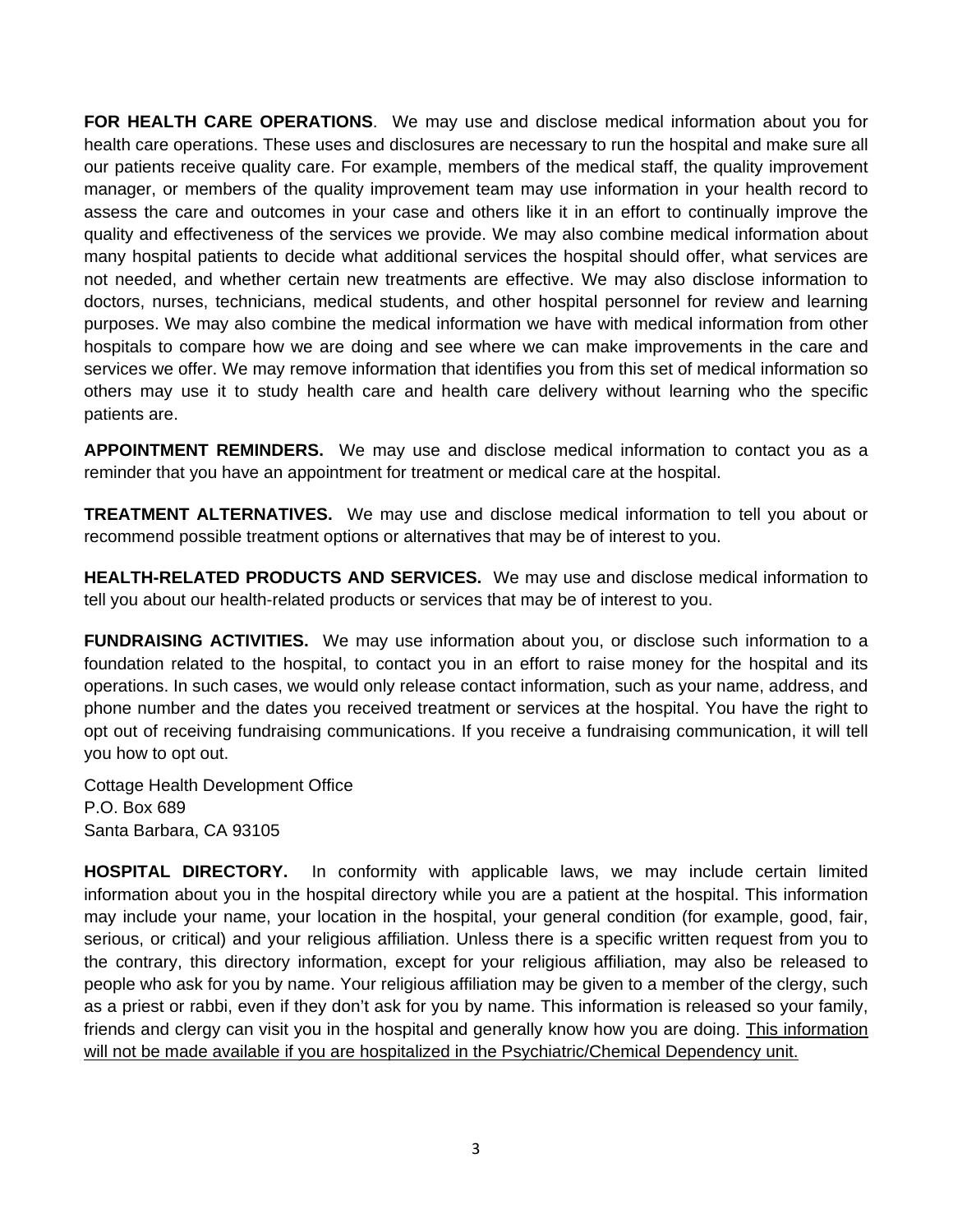**FOR HEALTH CARE OPERATIONS**. We may use and disclose medical information about you for health care operations. These uses and disclosures are necessary to run the hospital and make sure all our patients receive quality care. For example, members of the medical staff, the quality improvement manager, or members of the quality improvement team may use information in your health record to assess the care and outcomes in your case and others like it in an effort to continually improve the quality and effectiveness of the services we provide. We may also combine medical information about many hospital patients to decide what additional services the hospital should offer, what services are not needed, and whether certain new treatments are effective. We may also disclose information to doctors, nurses, technicians, medical students, and other hospital personnel for review and learning purposes. We may also combine the medical information we have with medical information from other hospitals to compare how we are doing and see where we can make improvements in the care and services we offer. We may remove information that identifies you from this set of medical information so others may use it to study health care and health care delivery without learning who the specific patients are.

**APPOINTMENT REMINDERS.** We may use and disclose medical information to contact you as a reminder that you have an appointment for treatment or medical care at the hospital.

**TREATMENT ALTERNATIVES.** We may use and disclose medical information to tell you about or recommend possible treatment options or alternatives that may be of interest to you.

**HEALTH-RELATED PRODUCTS AND SERVICES.** We may use and disclose medical information to tell you about our health-related products or services that may be of interest to you.

**FUNDRAISING ACTIVITIES.** We may use information about you, or disclose such information to a foundation related to the hospital, to contact you in an effort to raise money for the hospital and its operations. In such cases, we would only release contact information, such as your name, address, and phone number and the dates you received treatment or services at the hospital. You have the right to opt out of receiving fundraising communications. If you receive a fundraising communication, it will tell you how to opt out.

Cottage Health Development Office
P.O. Box 689
Santa Barbara, CA 93105

**HOSPITAL DIRECTORY.** In conformity with applicable laws, we may include certain limited information about you in the hospital directory while you are a patient at the hospital. This information may include your name, your location in the hospital, your general condition (for example, good, fair, serious, or critical) and your religious affiliation. Unless there is a specific written request from you to the contrary, this directory information, except for your religious affiliation, may also be released to people who ask for you by name. Your religious affiliation may be given to a member of the clergy, such as a priest or rabbi, even if they don't ask for you by name. This information is released so your family, friends and clergy can visit you in the hospital and generally know how you are doing. <u>This information will not be made available if you are hospitalized in the Psychiatric/Chemical Dependency unit.</u>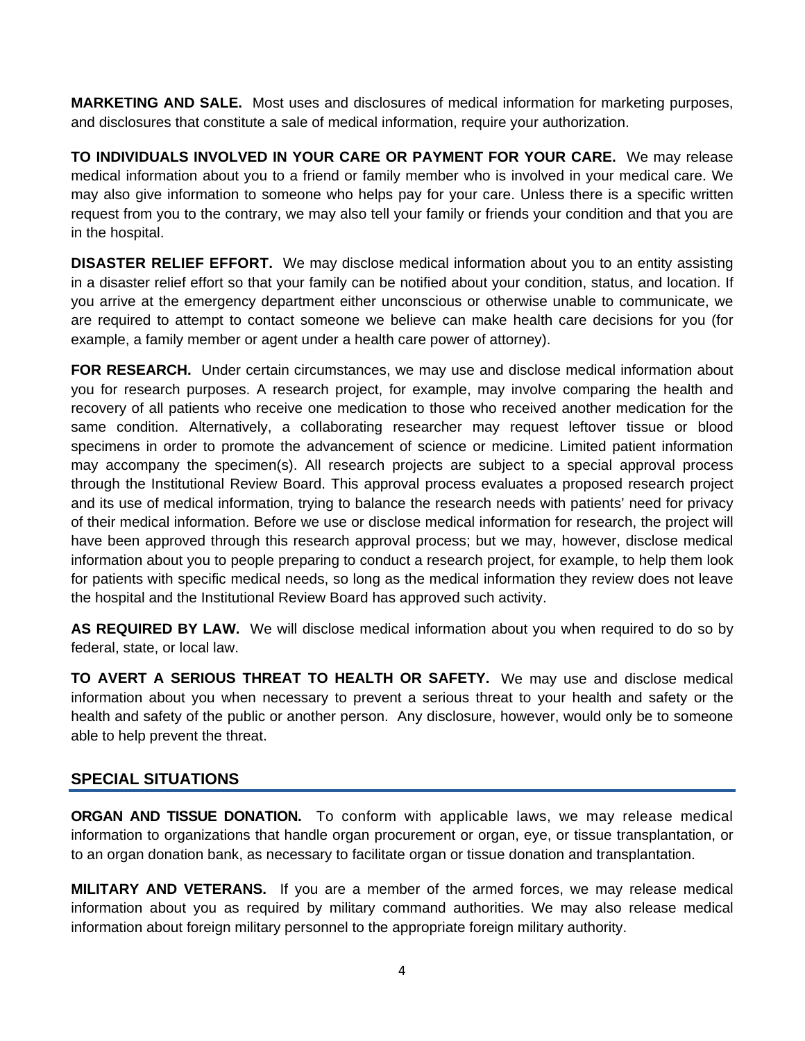**MARKETING AND SALE.** Most uses and disclosures of medical information for marketing purposes, and disclosures that constitute a sale of medical information, require your authorization.

**TO INDIVIDUALS INVOLVED IN YOUR CARE OR PAYMENT FOR YOUR CARE.** We may release medical information about you to a friend or family member who is involved in your medical care. We may also give information to someone who helps pay for your care. Unless there is a specific written request from you to the contrary, we may also tell your family or friends your condition and that you are in the hospital.

**DISASTER RELIEF EFFORT.** We may disclose medical information about you to an entity assisting in a disaster relief effort so that your family can be notified about your condition, status, and location. If you arrive at the emergency department either unconscious or otherwise unable to communicate, we are required to attempt to contact someone we believe can make health care decisions for you (for example, a family member or agent under a health care power of attorney).

**FOR RESEARCH.** Under certain circumstances, we may use and disclose medical information about you for research purposes. A research project, for example, may involve comparing the health and recovery of all patients who receive one medication to those who received another medication for the same condition. Alternatively, a collaborating researcher may request leftover tissue or blood specimens in order to promote the advancement of science or medicine. Limited patient information may accompany the specimen(s). All research projects are subject to a special approval process through the Institutional Review Board. This approval process evaluates a proposed research project and its use of medical information, trying to balance the research needs with patients' need for privacy of their medical information. Before we use or disclose medical information for research, the project will have been approved through this research approval process; but we may, however, disclose medical information about you to people preparing to conduct a research project, for example, to help them look for patients with specific medical needs, so long as the medical information they review does not leave the hospital and the Institutional Review Board has approved such activity.

**AS REQUIRED BY LAW.** We will disclose medical information about you when required to do so by federal, state, or local law.

**TO AVERT A SERIOUS THREAT TO HEALTH OR SAFETY.** We may use and disclose medical information about you when necessary to prevent a serious threat to your health and safety or the health and safety of the public or another person. Any disclosure, however, would only be to someone able to help prevent the threat.

## SPECIAL SITUATIONS

**ORGAN AND TISSUE DONATION.** To conform with applicable laws, we may release medical information to organizations that handle organ procurement or organ, eye, or tissue transplantation, or to an organ donation bank, as necessary to facilitate organ or tissue donation and transplantation.

**MILITARY AND VETERANS.** If you are a member of the armed forces, we may release medical information about you as required by military command authorities. We may also release medical information about foreign military personnel to the appropriate foreign military authority.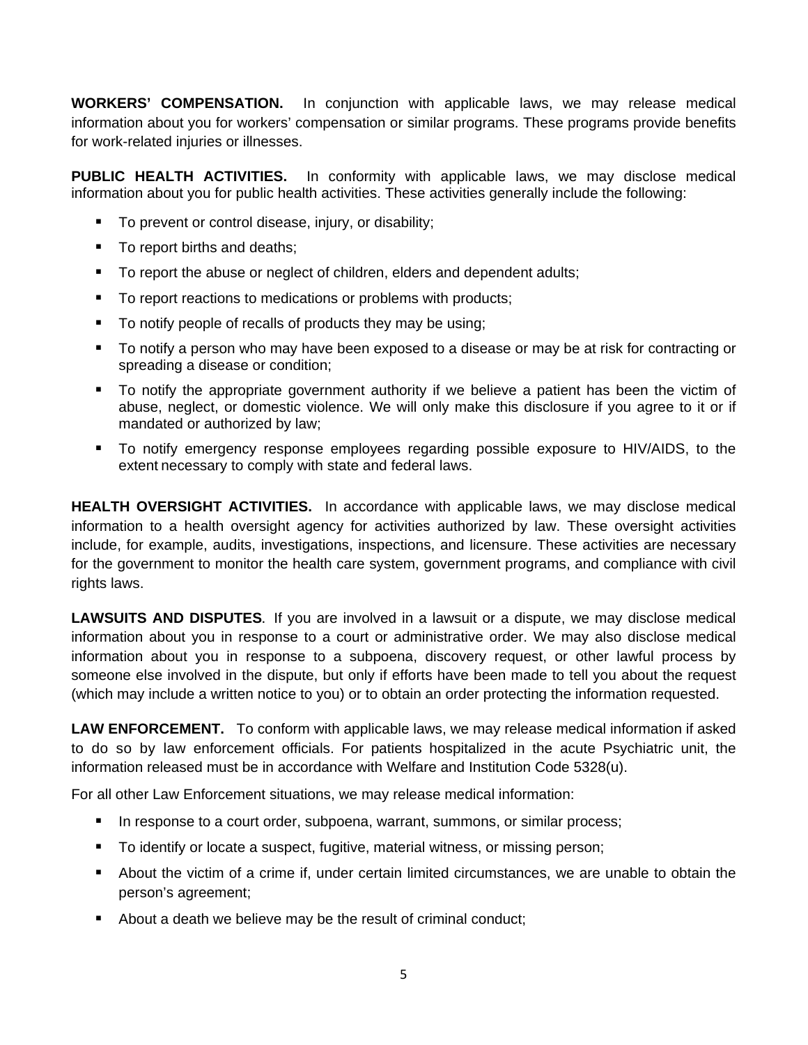**WORKERS' COMPENSATION.** In conjunction with applicable laws, we may release medical information about you for workers' compensation or similar programs. These programs provide benefits for work-related injuries or illnesses.

**PUBLIC HEALTH ACTIVITIES.** In conformity with applicable laws, we may disclose medical information about you for public health activities. These activities generally include the following:

- To prevent or control disease, injury, or disability;
- To report births and deaths;
- To report the abuse or neglect of children, elders and dependent adults;
- To report reactions to medications or problems with products;
- To notify people of recalls of products they may be using;
- To notify a person who may have been exposed to a disease or may be at risk for contracting or spreading a disease or condition;
- To notify the appropriate government authority if we believe a patient has been the victim of abuse, neglect, or domestic violence. We will only make this disclosure if you agree to it or if mandated or authorized by law;
- To notify emergency response employees regarding possible exposure to HIV/AIDS, to the extent necessary to comply with state and federal laws.

**HEALTH OVERSIGHT ACTIVITIES.** In accordance with applicable laws, we may disclose medical information to a health oversight agency for activities authorized by law. These oversight activities include, for example, audits, investigations, inspections, and licensure. These activities are necessary for the government to monitor the health care system, government programs, and compliance with civil rights laws.

**LAWSUITS AND DISPUTES**. If you are involved in a lawsuit or a dispute, we may disclose medical information about you in response to a court or administrative order. We may also disclose medical information about you in response to a subpoena, discovery request, or other lawful process by someone else involved in the dispute, but only if efforts have been made to tell you about the request (which may include a written notice to you) or to obtain an order protecting the information requested.

**LAW ENFORCEMENT.** To conform with applicable laws, we may release medical information if asked to do so by law enforcement officials. For patients hospitalized in the acute Psychiatric unit, the information released must be in accordance with Welfare and Institution Code 5328(u).

For all other Law Enforcement situations, we may release medical information:

- In response to a court order, subpoena, warrant, summons, or similar process;
- To identify or locate a suspect, fugitive, material witness, or missing person;
- About the victim of a crime if, under certain limited circumstances, we are unable to obtain the person's agreement;
- About a death we believe may be the result of criminal conduct;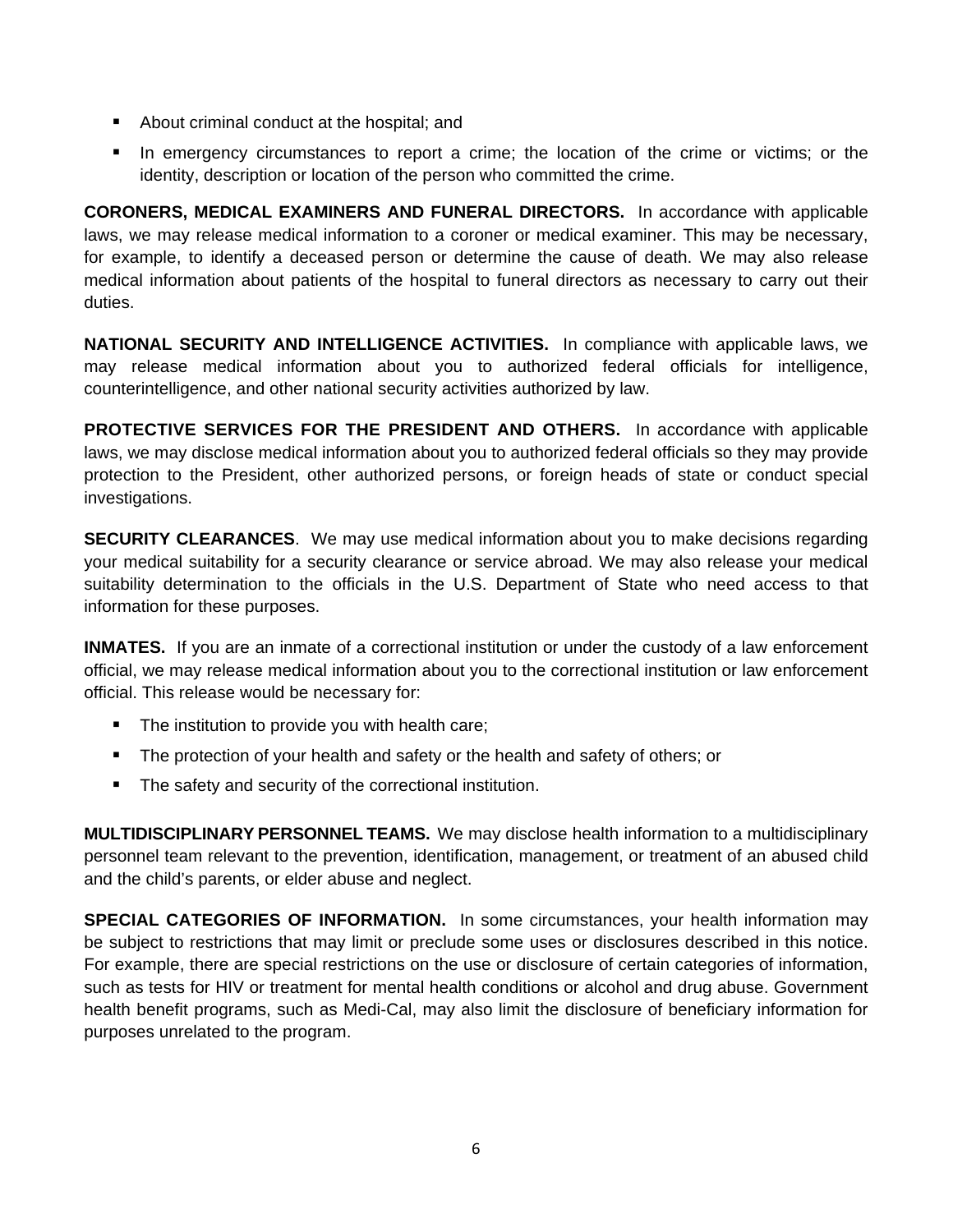- About criminal conduct at the hospital; and
- In emergency circumstances to report a crime; the location of the crime or victims; or the identity, description or location of the person who committed the crime.

**CORONERS, MEDICAL EXAMINERS AND FUNERAL DIRECTORS.** In accordance with applicable laws, we may release medical information to a coroner or medical examiner. This may be necessary, for example, to identify a deceased person or determine the cause of death. We may also release medical information about patients of the hospital to funeral directors as necessary to carry out their duties.

**NATIONAL SECURITY AND INTELLIGENCE ACTIVITIES.** In compliance with applicable laws, we may release medical information about you to authorized federal officials for intelligence, counterintelligence, and other national security activities authorized by law.

**PROTECTIVE SERVICES FOR THE PRESIDENT AND OTHERS.** In accordance with applicable laws, we may disclose medical information about you to authorized federal officials so they may provide protection to the President, other authorized persons, or foreign heads of state or conduct special investigations.

**SECURITY CLEARANCES**. We may use medical information about you to make decisions regarding your medical suitability for a security clearance or service abroad. We may also release your medical suitability determination to the officials in the U.S. Department of State who need access to that information for these purposes.

**INMATES.** If you are an inmate of a correctional institution or under the custody of a law enforcement official, we may release medical information about you to the correctional institution or law enforcement official. This release would be necessary for:

- The institution to provide you with health care;
- The protection of your health and safety or the health and safety of others; or
- The safety and security of the correctional institution.

**MULTIDISCIPLINARY PERSONNEL TEAMS.** We may disclose health information to a multidisciplinary personnel team relevant to the prevention, identification, management, or treatment of an abused child and the child's parents, or elder abuse and neglect.

**SPECIAL CATEGORIES OF INFORMATION.** In some circumstances, your health information may be subject to restrictions that may limit or preclude some uses or disclosures described in this notice. For example, there are special restrictions on the use or disclosure of certain categories of information, such as tests for HIV or treatment for mental health conditions or alcohol and drug abuse. Government health benefit programs, such as Medi-Cal, may also limit the disclosure of beneficiary information for purposes unrelated to the program.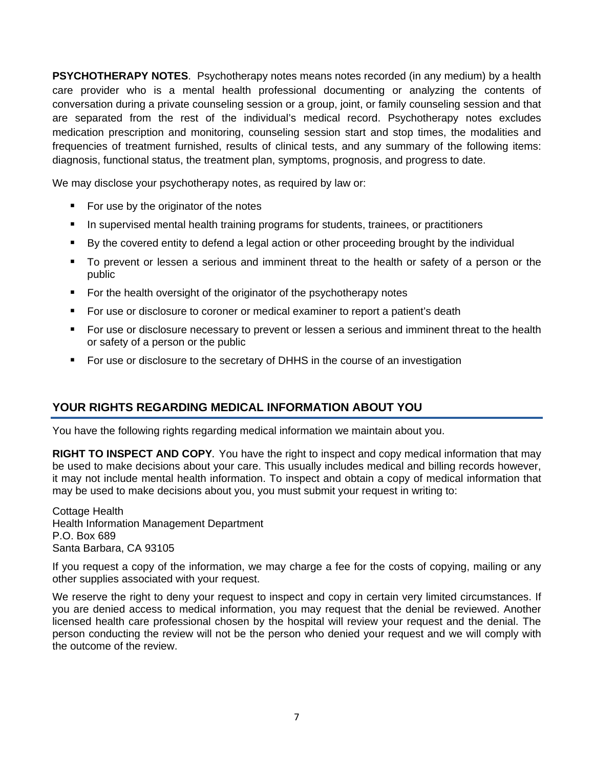**PSYCHOTHERAPY NOTES**. Psychotherapy notes means notes recorded (in any medium) by a health care provider who is a mental health professional documenting or analyzing the contents of conversation during a private counseling session or a group, joint, or family counseling session and that are separated from the rest of the individual's medical record. Psychotherapy notes excludes medication prescription and monitoring, counseling session start and stop times, the modalities and frequencies of treatment furnished, results of clinical tests, and any summary of the following items: diagnosis, functional status, the treatment plan, symptoms, prognosis, and progress to date.

We may disclose your psychotherapy notes, as required by law or:

- For use by the originator of the notes
- In supervised mental health training programs for students, trainees, or practitioners
- By the covered entity to defend a legal action or other proceeding brought by the individual
- To prevent or lessen a serious and imminent threat to the health or safety of a person or the public
- For the health oversight of the originator of the psychotherapy notes
- For use or disclosure to coroner or medical examiner to report a patient's death
- For use or disclosure necessary to prevent or lessen a serious and imminent threat to the health or safety of a person or the public
- For use or disclosure to the secretary of DHHS in the course of an investigation

## YOUR RIGHTS REGARDING MEDICAL INFORMATION ABOUT YOU

You have the following rights regarding medical information we maintain about you.

**RIGHT TO INSPECT AND COPY**. You have the right to inspect and copy medical information that may be used to make decisions about your care. This usually includes medical and billing records however, it may not include mental health information. To inspect and obtain a copy of medical information that may be used to make decisions about you, you must submit your request in writing to:

Cottage Health
Health Information Management Department
P.O. Box 689
Santa Barbara, CA 93105

If you request a copy of the information, we may charge a fee for the costs of copying, mailing or any other supplies associated with your request.

We reserve the right to deny your request to inspect and copy in certain very limited circumstances. If you are denied access to medical information, you may request that the denial be reviewed. Another licensed health care professional chosen by the hospital will review your request and the denial. The person conducting the review will not be the person who denied your request and we will comply with the outcome of the review.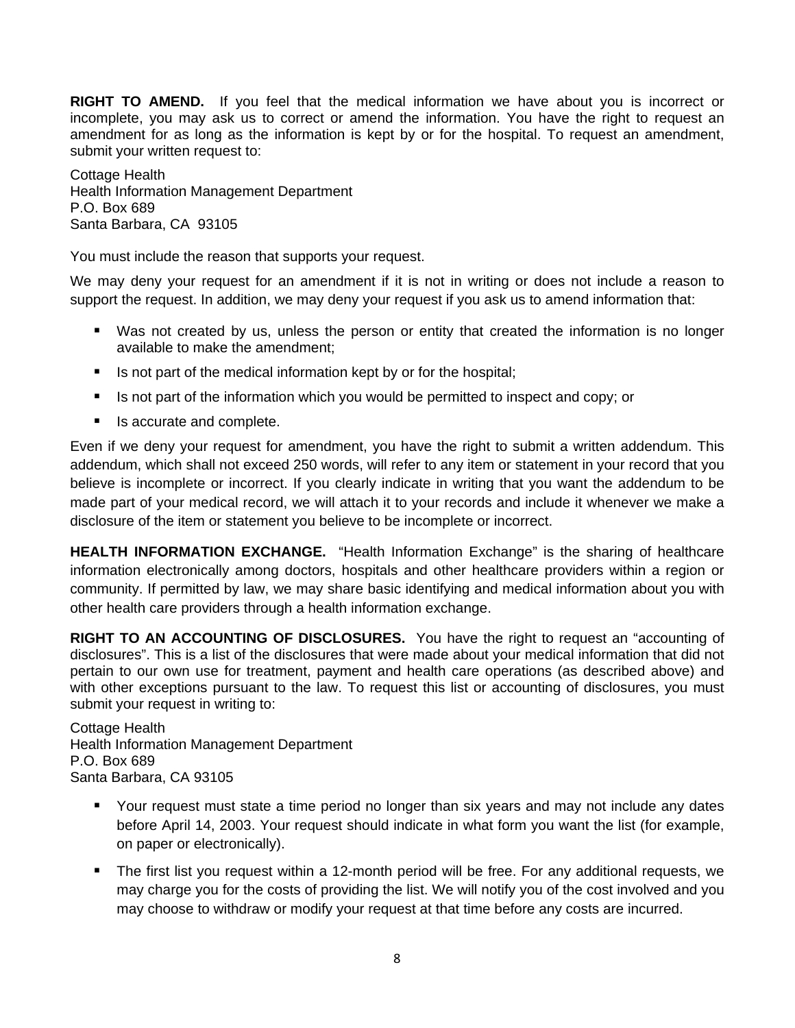**RIGHT TO AMEND.** If you feel that the medical information we have about you is incorrect or incomplete, you may ask us to correct or amend the information. You have the right to request an amendment for as long as the information is kept by or for the hospital. To request an amendment, submit your written request to:

Cottage Health  
Health Information Management Department  
P.O. Box 689  
Santa Barbara, CA 93105

You must include the reason that supports your request.

We may deny your request for an amendment if it is not in writing or does not include a reason to support the request. In addition, we may deny your request if you ask us to amend information that:

- Was not created by us, unless the person or entity that created the information is no longer available to make the amendment;
- Is not part of the medical information kept by or for the hospital;
- Is not part of the information which you would be permitted to inspect and copy; or
- Is accurate and complete.

Even if we deny your request for amendment, you have the right to submit a written addendum. This addendum, which shall not exceed 250 words, will refer to any item or statement in your record that you believe is incomplete or incorrect. If you clearly indicate in writing that you want the addendum to be made part of your medical record, we will attach it to your records and include it whenever we make a disclosure of the item or statement you believe to be incomplete or incorrect.

**HEALTH INFORMATION EXCHANGE.** "Health Information Exchange" is the sharing of healthcare information electronically among doctors, hospitals and other healthcare providers within a region or community. If permitted by law, we may share basic identifying and medical information about you with other health care providers through a health information exchange.

**RIGHT TO AN ACCOUNTING OF DISCLOSURES.** You have the right to request an "accounting of disclosures". This is a list of the disclosures that were made about your medical information that did not pertain to our own use for treatment, payment and health care operations (as described above) and with other exceptions pursuant to the law. To request this list or accounting of disclosures, you must submit your request in writing to:

Cottage Health  
Health Information Management Department  
P.O. Box 689  
Santa Barbara, CA 93105

- Your request must state a time period no longer than six years and may not include any dates before April 14, 2003. Your request should indicate in what form you want the list (for example, on paper or electronically).
- The first list you request within a 12-month period will be free. For any additional requests, we may charge you for the costs of providing the list. We will notify you of the cost involved and you may choose to withdraw or modify your request at that time before any costs are incurred.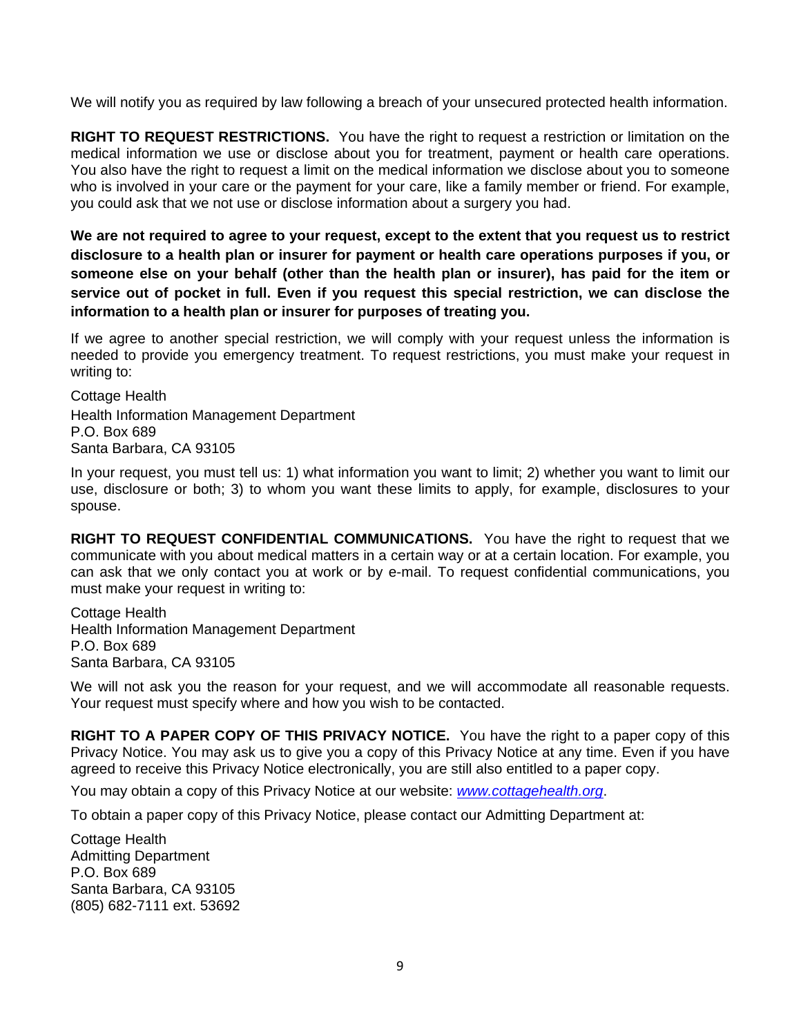We will notify you as required by law following a breach of your unsecured protected health information.

**RIGHT TO REQUEST RESTRICTIONS.** You have the right to request a restriction or limitation on the medical information we use or disclose about you for treatment, payment or health care operations. You also have the right to request a limit on the medical information we disclose about you to someone who is involved in your care or the payment for your care, like a family member or friend. For example, you could ask that we not use or disclose information about a surgery you had.

**We are not required to agree to your request, except to the extent that you request us to restrict disclosure to a health plan or insurer for payment or health care operations purposes if you, or someone else on your behalf (other than the health plan or insurer), has paid for the item or service out of pocket in full. Even if you request this special restriction, we can disclose the information to a health plan or insurer for purposes of treating you.**

If we agree to another special restriction, we will comply with your request unless the information is needed to provide you emergency treatment. To request restrictions, you must make your request in writing to:

Cottage Health
Health Information Management Department
P.O. Box 689
Santa Barbara, CA 93105

In your request, you must tell us: 1) what information you want to limit; 2) whether you want to limit our use, disclosure or both; 3) to whom you want these limits to apply, for example, disclosures to your spouse.

**RIGHT TO REQUEST CONFIDENTIAL COMMUNICATIONS.** You have the right to request that we communicate with you about medical matters in a certain way or at a certain location. For example, you can ask that we only contact you at work or by e-mail. To request confidential communications, you must make your request in writing to:

Cottage Health
Health Information Management Department
P.O. Box 689
Santa Barbara, CA 93105

We will not ask you the reason for your request, and we will accommodate all reasonable requests. Your request must specify where and how you wish to be contacted.

**RIGHT TO A PAPER COPY OF THIS PRIVACY NOTICE.** You have the right to a paper copy of this Privacy Notice. You may ask us to give you a copy of this Privacy Notice at any time. Even if you have agreed to receive this Privacy Notice electronically, you are still also entitled to a paper copy.

You may obtain a copy of this Privacy Notice at our website: *www.cottagehealth.org*.

To obtain a paper copy of this Privacy Notice, please contact our Admitting Department at:

Cottage Health
Admitting Department
P.O. Box 689
Santa Barbara, CA 93105
(805) 682-7111 ext. 53692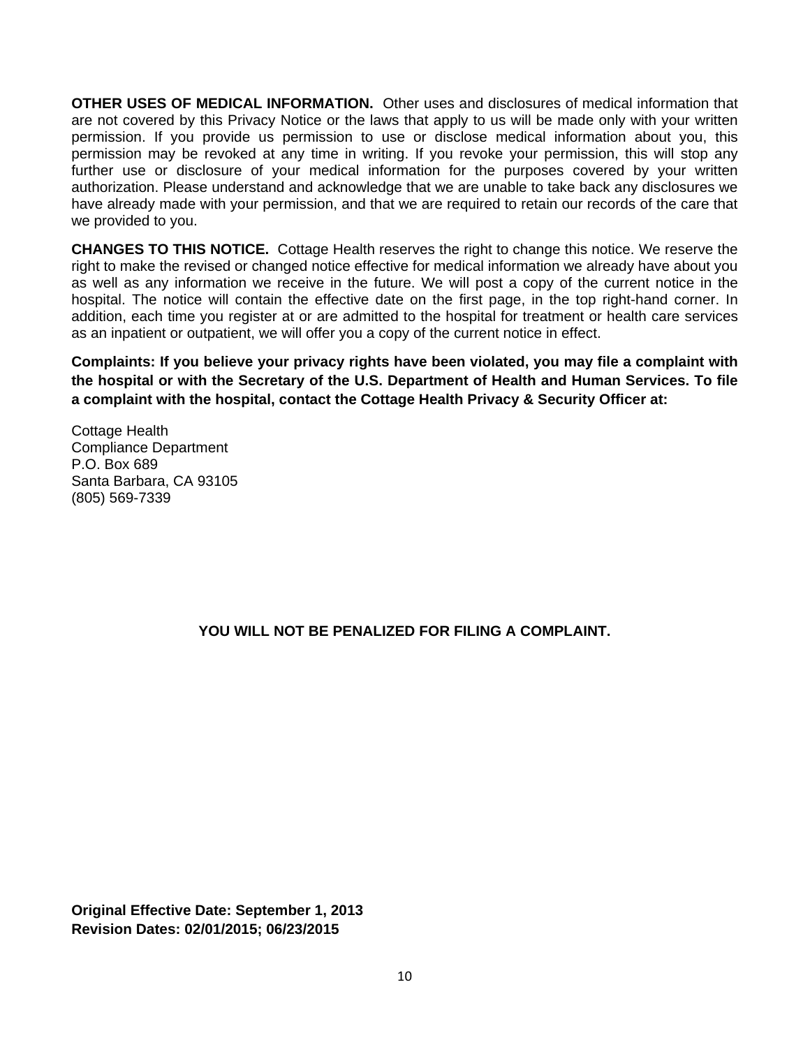**OTHER USES OF MEDICAL INFORMATION.** Other uses and disclosures of medical information that are not covered by this Privacy Notice or the laws that apply to us will be made only with your written permission. If you provide us permission to use or disclose medical information about you, this permission may be revoked at any time in writing. If you revoke your permission, this will stop any further use or disclosure of your medical information for the purposes covered by your written authorization. Please understand and acknowledge that we are unable to take back any disclosures we have already made with your permission, and that we are required to retain our records of the care that we provided to you.

**CHANGES TO THIS NOTICE.** Cottage Health reserves the right to change this notice. We reserve the right to make the revised or changed notice effective for medical information we already have about you as well as any information we receive in the future. We will post a copy of the current notice in the hospital. The notice will contain the effective date on the first page, in the top right-hand corner. In addition, each time you register at or are admitted to the hospital for treatment or health care services as an inpatient or outpatient, we will offer you a copy of the current notice in effect.

**Complaints: If you believe your privacy rights have been violated, you may file a complaint with the hospital or with the Secretary of the U.S. Department of Health and Human Services. To file a complaint with the hospital, contact the Cottage Health Privacy & Security Officer at:**

Cottage Health
Compliance Department
P.O. Box 689
Santa Barbara, CA 93105
(805) 569-7339

**YOU WILL NOT BE PENALIZED FOR FILING A COMPLAINT.**

**Original Effective Date: September 1, 2013**
**Revision Dates: 02/01/2015; 06/23/2015**